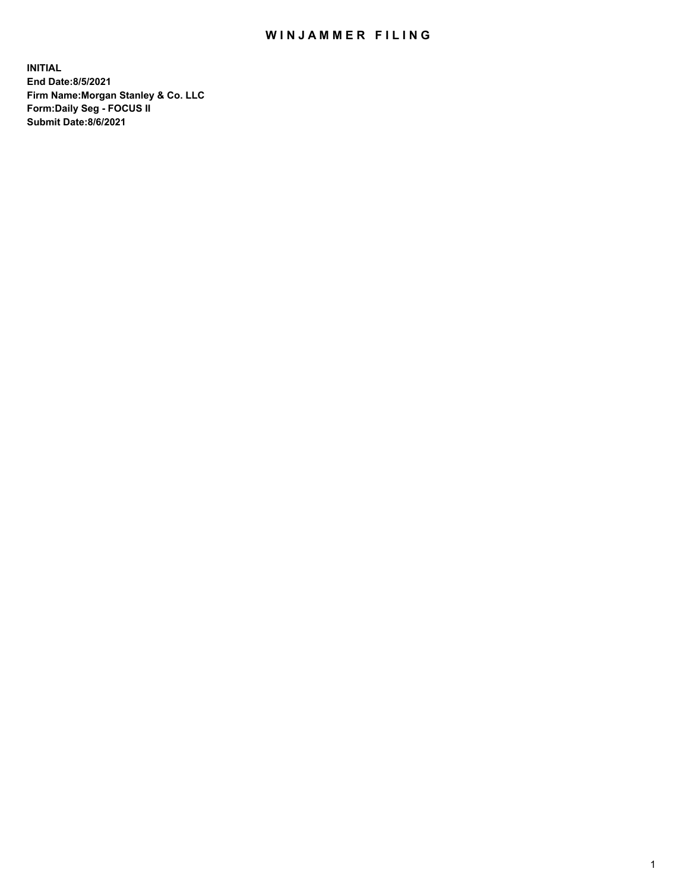# WINJAMMER FILING

**INITIAL**
**End Date:8/5/2021**
**Firm Name:Morgan Stanley & Co. LLC**
**Form:Daily Seg - FOCUS II**
**Submit Date:8/6/2021**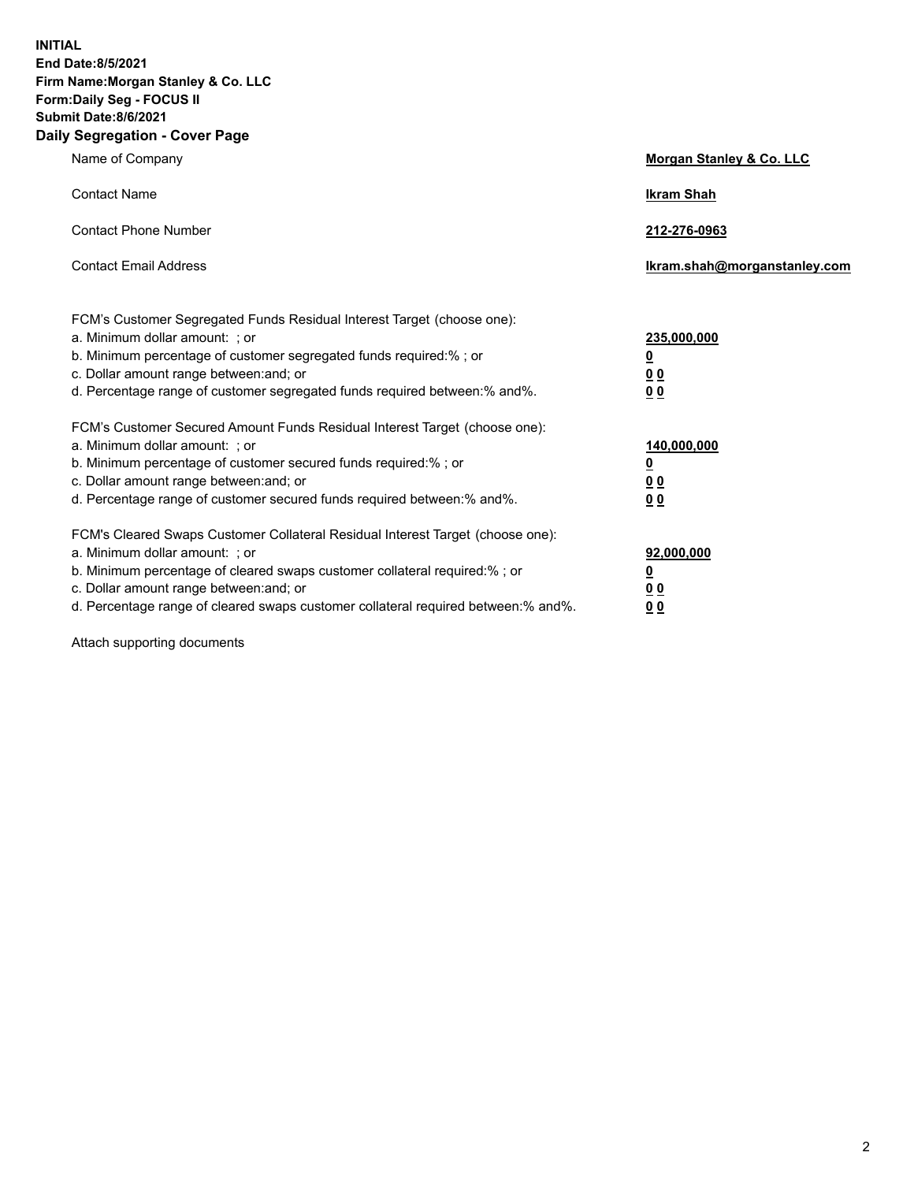**INITIAL**
**End Date:8/5/2021**
**Firm Name:Morgan Stanley & Co. LLC**
**Form:Daily Seg - FOCUS II**
**Submit Date:8/6/2021**

## Daily Segregation - Cover Page

| | |
|---|---|
| Name of Company | **Morgan Stanley & Co. LLC** |
| Contact Name | **Ikram Shah** |
| Contact Phone Number | **212-276-0963** |
| Contact Email Address | **Ikram.shah@morganstanley.com** |

| | |
|---|---|
| FCM's Customer Segregated Funds Residual Interest Target (choose one): | |
| a. Minimum dollar amount: ; or | **235,000,000** |
| b. Minimum percentage of customer segregated funds required:% ; or | **0** |
| c. Dollar amount range between:and; or | **0 0** |
| d. Percentage range of customer segregated funds required between:% and%. | **0 0** |
| FCM's Customer Secured Amount Funds Residual Interest Target (choose one): | |
| a. Minimum dollar amount: ; or | **140,000,000** |
| b. Minimum percentage of customer secured funds required:% ; or | **0** |
| c. Dollar amount range between:and; or | **0 0** |
| d. Percentage range of customer secured funds required between:% and%. | **0 0** |
| FCM's Cleared Swaps Customer Collateral Residual Interest Target (choose one): | |
| a. Minimum dollar amount: ; or | **92,000,000** |
| b. Minimum percentage of cleared swaps customer collateral required:% ; or | **0** |
| c. Dollar amount range between:and; or | **0 0** |
| d. Percentage range of cleared swaps customer collateral required between:% and%. | **0 0** |

Attach supporting documents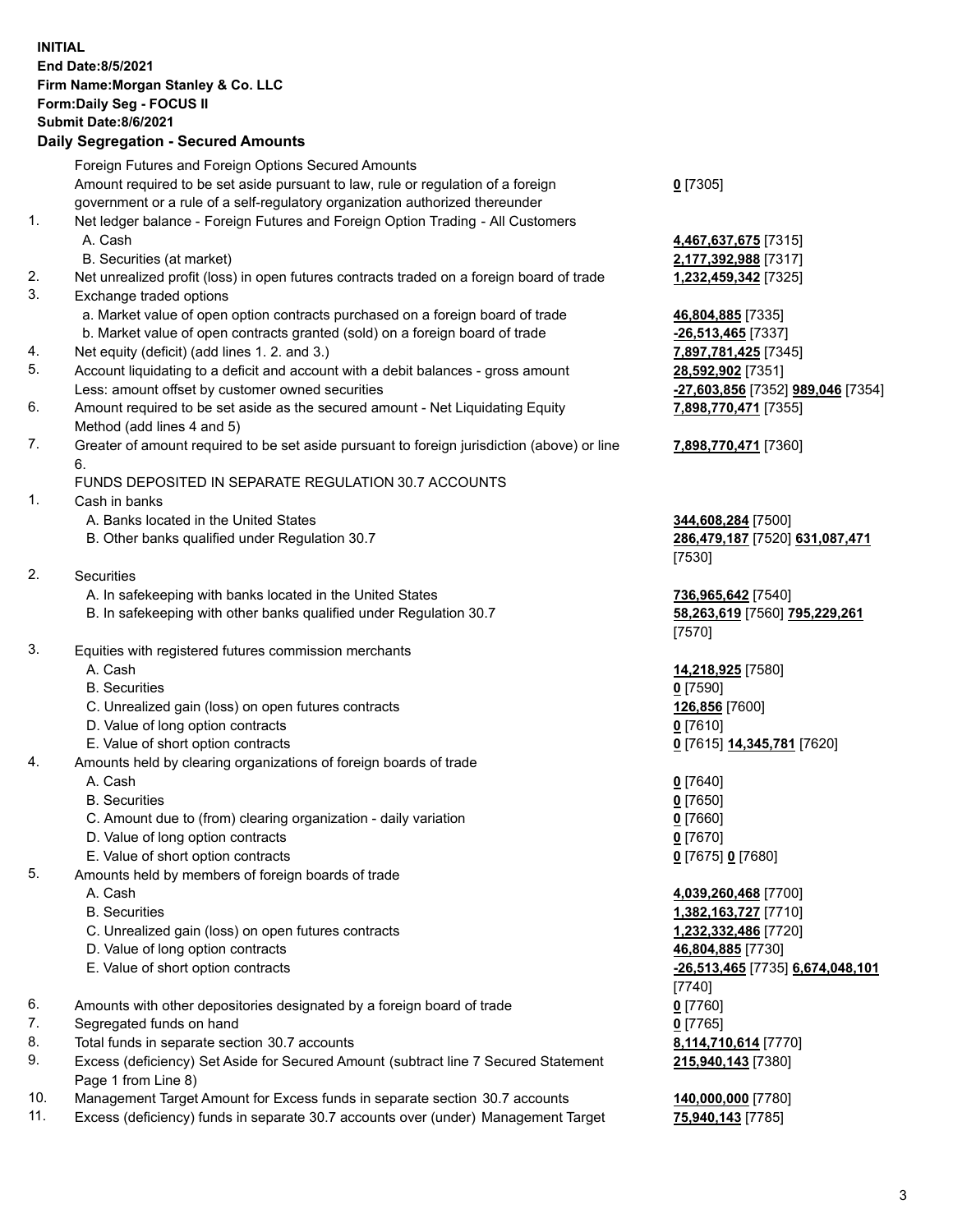**INITIAL**
**End Date:8/5/2021**
**Firm Name:Morgan Stanley & Co. LLC**
**Form:Daily Seg - FOCUS II**
**Submit Date:8/6/2021**

## Daily Segregation - Secured Amounts

| | | |
|---|---|---|
| | Foreign Futures and Foreign Options Secured Amounts | |
| | Amount required to be set aside pursuant to law, rule or regulation of a foreign government or a rule of a self-regulatory organization authorized thereunder | **0** [7305] |
| 1. | Net ledger balance - Foreign Futures and Foreign Option Trading - All Customers | |
| | A. Cash | **4,467,637,675** [7315] |
| | B. Securities (at market) | **2,177,392,988** [7317] |
| 2. | Net unrealized profit (loss) in open futures contracts traded on a foreign board of trade | **1,232,459,342** [7325] |
| 3. | Exchange traded options | |
| | a. Market value of open option contracts purchased on a foreign board of trade | **46,804,885** [7335] |
| | b. Market value of open contracts granted (sold) on a foreign board of trade | **-26,513,465** [7337] |
| 4. | Net equity (deficit) (add lines 1. 2. and 3.) | **7,897,781,425** [7345] |
| 5. | Account liquidating to a deficit and account with a debit balances - gross amount | **28,592,902** [7351] |
| | Less: amount offset by customer owned securities | **-27,603,856** [7352] **989,046** [7354] |
| 6. | Amount required to be set aside as the secured amount - Net Liquidating Equity Method (add lines 4 and 5) | **7,898,770,471** [7355] |
| 7. | Greater of amount required to be set aside pursuant to foreign jurisdiction (above) or line 6. | **7,898,770,471** [7360] |
| | FUNDS DEPOSITED IN SEPARATE REGULATION 30.7 ACCOUNTS | |
| 1. | Cash in banks | |
| | A. Banks located in the United States | **344,608,284** [7500] |
| | B. Other banks qualified under Regulation 30.7 | **286,479,187** [7520] **631,087,471** [7530] |
| 2. | Securities | |
| | A. In safekeeping with banks located in the United States | **736,965,642** [7540] |
| | B. In safekeeping with other banks qualified under Regulation 30.7 | **58,263,619** [7560] **795,229,261** [7570] |
| 3. | Equities with registered futures commission merchants | |
| | A. Cash | **14,218,925** [7580] |
| | B. Securities | **0** [7590] |
| | C. Unrealized gain (loss) on open futures contracts | **126,856** [7600] |
| | D. Value of long option contracts | **0** [7610] |
| | E. Value of short option contracts | **0** [7615] **14,345,781** [7620] |
| 4. | Amounts held by clearing organizations of foreign boards of trade | |
| | A. Cash | **0** [7640] |
| | B. Securities | **0** [7650] |
| | C. Amount due to (from) clearing organization - daily variation | **0** [7660] |
| | D. Value of long option contracts | **0** [7670] |
| | E. Value of short option contracts | **0** [7675] **0** [7680] |
| 5. | Amounts held by members of foreign boards of trade | |
| | A. Cash | **4,039,260,468** [7700] |
| | B. Securities | **1,382,163,727** [7710] |
| | C. Unrealized gain (loss) on open futures contracts | **1,232,332,486** [7720] |
| | D. Value of long option contracts | **46,804,885** [7730] |
| | E. Value of short option contracts | **-26,513,465** [7735] **6,674,048,101** [7740] |
| 6. | Amounts with other depositories designated by a foreign board of trade | **0** [7760] |
| 7. | Segregated funds on hand | **0** [7765] |
| 8. | Total funds in separate section 30.7 accounts | **8,114,710,614** [7770] |
| 9. | Excess (deficiency) Set Aside for Secured Amount (subtract line 7 Secured Statement Page 1 from Line 8) | **215,940,143** [7380] |
| 10. | Management Target Amount for Excess funds in separate section 30.7 accounts | **140,000,000** [7780] |
| 11. | Excess (deficiency) funds in separate 30.7 accounts over (under) Management Target | **75,940,143** [7785] |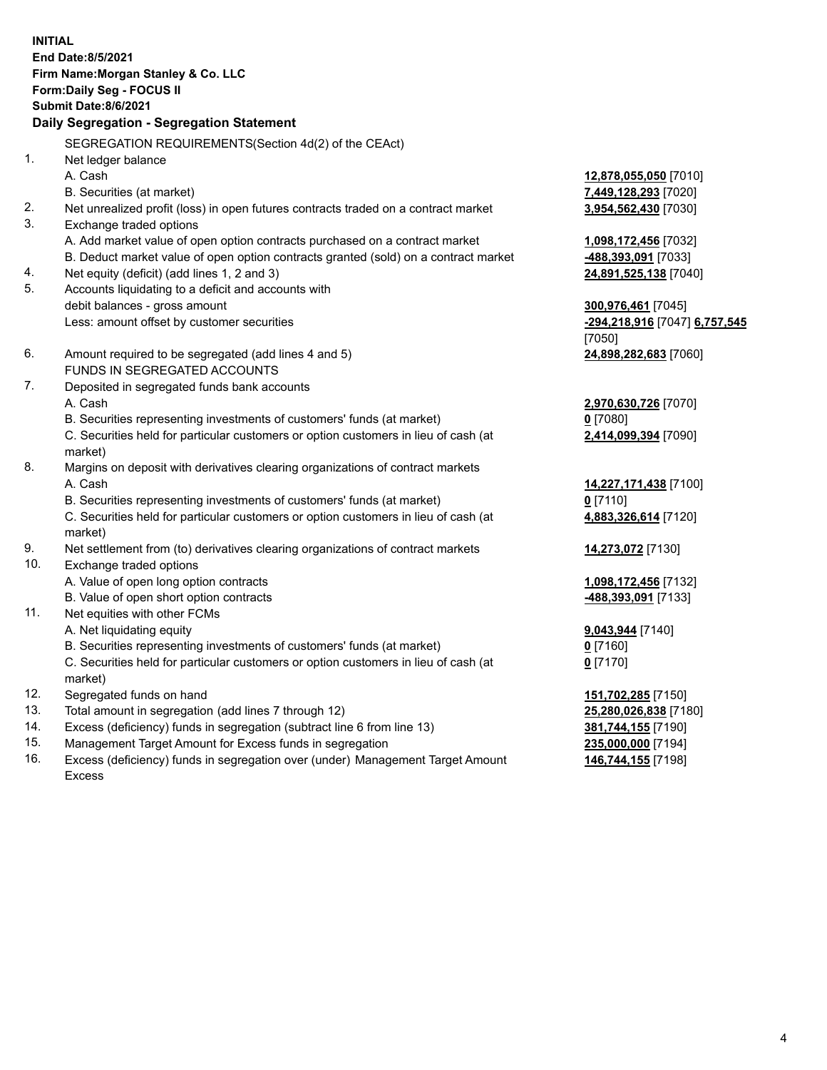**INITIAL**
**End Date:8/5/2021**
**Firm Name:Morgan Stanley & Co. LLC**
**Form:Daily Seg - FOCUS II**
**Submit Date:8/6/2021**

## Daily Segregation - Segregation Statement

SEGREGATION REQUIREMENTS(Section 4d(2) of the CEAct)

| | | |
|---|---|---|
| 1. | Net ledger balance | |
| | A. Cash | **12,878,055,050** [7010] |
| | B. Securities (at market) | **7,449,128,293** [7020] |
| 2. | Net unrealized profit (loss) in open futures contracts traded on a contract market | **3,954,562,430** [7030] |
| 3. | Exchange traded options | |
| | A. Add market value of open option contracts purchased on a contract market | **1,098,172,456** [7032] |
| | B. Deduct market value of open option contracts granted (sold) on a contract market | **-488,393,091** [7033] |
| 4. | Net equity (deficit) (add lines 1, 2 and 3) | **24,891,525,138** [7040] |
| 5. | Accounts liquidating to a deficit and accounts with debit balances - gross amount | **300,976,461** [7045] |
| | Less: amount offset by customer securities | **-294,218,916** [7047] **6,757,545** [7050] |
| 6. | Amount required to be segregated (add lines 4 and 5) | **24,898,282,683** [7060] |
| | FUNDS IN SEGREGATED ACCOUNTS | |
| 7. | Deposited in segregated funds bank accounts | |
| | A. Cash | **2,970,630,726** [7070] |
| | B. Securities representing investments of customers' funds (at market) | **0** [7080] |
| | C. Securities held for particular customers or option customers in lieu of cash (at market) | **2,414,099,394** [7090] |
| 8. | Margins on deposit with derivatives clearing organizations of contract markets | |
| | A. Cash | **14,227,171,438** [7100] |
| | B. Securities representing investments of customers' funds (at market) | **0** [7110] |
| | C. Securities held for particular customers or option customers in lieu of cash (at market) | **4,883,326,614** [7120] |
| 9. | Net settlement from (to) derivatives clearing organizations of contract markets | **14,273,072** [7130] |
| 10. | Exchange traded options | |
| | A. Value of open long option contracts | **1,098,172,456** [7132] |
| | B. Value of open short option contracts | **-488,393,091** [7133] |
| 11. | Net equities with other FCMs | |
| | A. Net liquidating equity | **9,043,944** [7140] |
| | B. Securities representing investments of customers' funds (at market) | **0** [7160] |
| | C. Securities held for particular customers or option customers in lieu of cash (at market) | **0** [7170] |
| 12. | Segregated funds on hand | **151,702,285** [7150] |
| 13. | Total amount in segregation (add lines 7 through 12) | **25,280,026,838** [7180] |
| 14. | Excess (deficiency) funds in segregation (subtract line 6 from line 13) | **381,744,155** [7190] |
| 15. | Management Target Amount for Excess funds in segregation | **235,000,000** [7194] |
| 16. | Excess (deficiency) funds in segregation over (under) Management Target Amount Excess | **146,744,155** [7198] |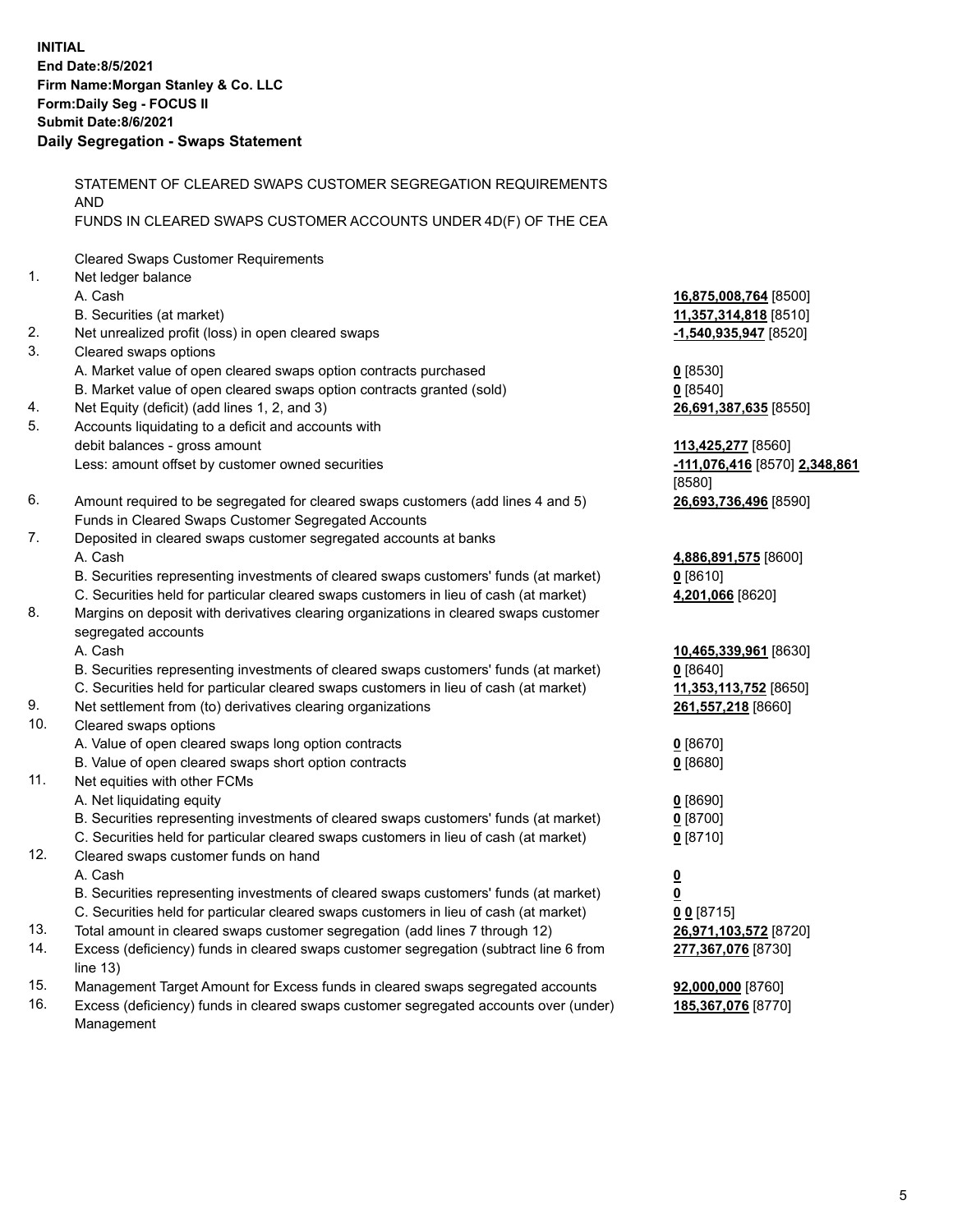**INITIAL**
**End Date:8/5/2021**
**Firm Name:Morgan Stanley & Co. LLC**
**Form:Daily Seg - FOCUS II**
**Submit Date:8/6/2021**
**Daily Segregation - Swaps Statement**

STATEMENT OF CLEARED SWAPS CUSTOMER SEGREGATION REQUIREMENTS AND FUNDS IN CLEARED SWAPS CUSTOMER ACCOUNTS UNDER 4D(F) OF THE CEA

| | | |
|---|---|---|
| | Cleared Swaps Customer Requirements | |
| 1. | Net ledger balance | |
| | A. Cash | **16,875,008,764** [8500] |
| | B. Securities (at market) | **11,357,314,818** [8510] |
| 2. | Net unrealized profit (loss) in open cleared swaps | **-1,540,935,947** [8520] |
| 3. | Cleared swaps options | |
| | A. Market value of open cleared swaps option contracts purchased | **0** [8530] |
| | B. Market value of open cleared swaps option contracts granted (sold) | **0** [8540] |
| 4. | Net Equity (deficit) (add lines 1, 2, and 3) | **26,691,387,635** [8550] |
| 5. | Accounts liquidating to a deficit and accounts with debit balances - gross amount | **113,425,277** [8560] |
| | Less: amount offset by customer owned securities | **-111,076,416** [8570] **2,348,861** [8580] |
| 6. | Amount required to be segregated for cleared swaps customers (add lines 4 and 5) | **26,693,736,496** [8590] |
| | Funds in Cleared Swaps Customer Segregated Accounts | |
| 7. | Deposited in cleared swaps customer segregated accounts at banks | |
| | A. Cash | **4,886,891,575** [8600] |
| | B. Securities representing investments of cleared swaps customers' funds (at market) | **0** [8610] |
| | C. Securities held for particular cleared swaps customers in lieu of cash (at market) | **4,201,066** [8620] |
| 8. | Margins on deposit with derivatives clearing organizations in cleared swaps customer segregated accounts | |
| | A. Cash | **10,465,339,961** [8630] |
| | B. Securities representing investments of cleared swaps customers' funds (at market) | **0** [8640] |
| | C. Securities held for particular cleared swaps customers in lieu of cash (at market) | **11,353,113,752** [8650] |
| 9. | Net settlement from (to) derivatives clearing organizations | **261,557,218** [8660] |
| 10. | Cleared swaps options | |
| | A. Value of open cleared swaps long option contracts | **0** [8670] |
| | B. Value of open cleared swaps short option contracts | **0** [8680] |
| 11. | Net equities with other FCMs | |
| | A. Net liquidating equity | **0** [8690] |
| | B. Securities representing investments of cleared swaps customers' funds (at market) | **0** [8700] |
| | C. Securities held for particular cleared swaps customers in lieu of cash (at market) | **0** [8710] |
| 12. | Cleared swaps customer funds on hand | |
| | A. Cash | **0** |
| | B. Securities representing investments of cleared swaps customers' funds (at market) | **0** |
| | C. Securities held for particular cleared swaps customers in lieu of cash (at market) | **0** **0** [8715] |
| 13. | Total amount in cleared swaps customer segregation (add lines 7 through 12) | **26,971,103,572** [8720] |
| 14. | Excess (deficiency) funds in cleared swaps customer segregation (subtract line 6 from line 13) | **277,367,076** [8730] |
| 15. | Management Target Amount for Excess funds in cleared swaps segregated accounts | **92,000,000** [8760] |
| 16. | Excess (deficiency) funds in cleared swaps customer segregated accounts over (under) Management | **185,367,076** [8770] |